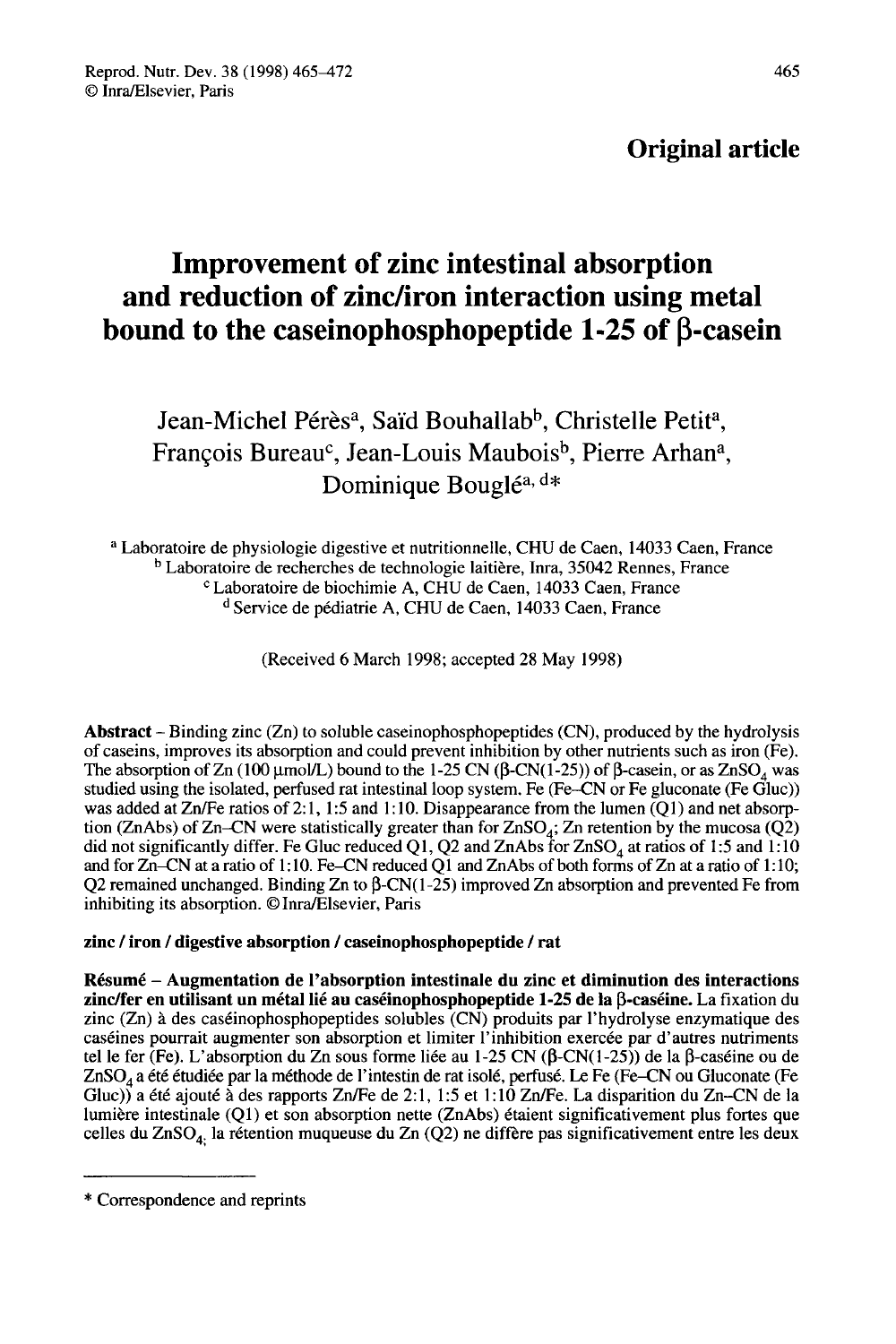**Original article**

# Improvement of zinc intestinal absorption and reduction of zinc/iron interaction using metal bound to the caseinophosphopeptide 1-25 of β-casein

Jean-Michel Pérès[a], Saïd Bouhallab[b], Christelle Petit[a], François Bureau[c], Jean-Louis Maubois[b], Pierre Arhan[a], Dominique Bouglé[a, d]*

[a] Laboratoire de physiologie digestive et nutritionnelle, CHU de Caen, 14033 Caen, France
[b] Laboratoire de recherches de technologie laitière, Inra, 35042 Rennes, France
[c] Laboratoire de biochimie A, CHU de Caen, 14033 Caen, France
[d] Service de pédiatrie A, CHU de Caen, 14033 Caen, France

(Received 6 March 1998; accepted 28 May 1998)

**Abstract** – Binding zinc (Zn) to soluble caseinophosphopeptides (CN), produced by the hydrolysis of caseins, improves its absorption and could prevent inhibition by other nutrients such as iron (Fe). The absorption of Zn (100 μmol/L) bound to the 1-25 CN (β-CN(1-25)) of β-casein, or as $ZnSO_4$ was studied using the isolated, perfused rat intestinal loop system. Fe (Fe–CN or Fe gluconate (Fe Gluc)) was added at Zn/Fe ratios of 2:1, 1:5 and 1:10. Disappearance from the lumen (Q1) and net absorption (ZnAbs) of Zn–CN were statistically greater than for $ZnSO_4$; Zn retention by the mucosa (Q2) did not significantly differ. Fe Gluc reduced Q1, Q2 and ZnAbs for $ZnSO_4$ at ratios of 1:5 and 1:10 and for Zn–CN at a ratio of 1:10. Fe–CN reduced Q1 and ZnAbs of both forms of Zn at a ratio of 1:10; Q2 remained unchanged. Binding Zn to β-CN(1-25) improved Zn absorption and prevented Fe from inhibiting its absorption. © Inra/Elsevier, Paris

**zinc / iron / digestive absorption / caseinophosphopeptide / rat**

**Résumé – Augmentation de l'absorption intestinale du zinc et diminution des interactions zinc/fer en utilisant un métal lié au caséinophosphopeptide 1-25 de la β-caséine.** La fixation du zinc (Zn) à des caséinophosphopeptides solubles (CN) produits par l'hydrolyse enzymatique des caséines pourrait augmenter son absorption et limiter l'inhibition exercée par d'autres nutriments tel le fer (Fe). L'absorption du Zn sous forme liée au 1-25 CN (β-CN(1-25)) de la β-caséine ou de $ZnSO_4$ a été étudiée par la méthode de l'intestin de rat isolé, perfusé. Le Fe (Fe–CN ou Gluconate (Fe Gluc)) a été ajouté à des rapports Zn/Fe de 2:1, 1:5 et 1:10 Zn/Fe. La disparition du Zn–CN de la lumière intestinale (Q1) et son absorption nette (ZnAbs) étaient significativement plus fortes que celles du $ZnSO_4$; la rétention muqueuse du Zn (Q2) ne diffère pas significativement entre les deux

* Correspondence and reprints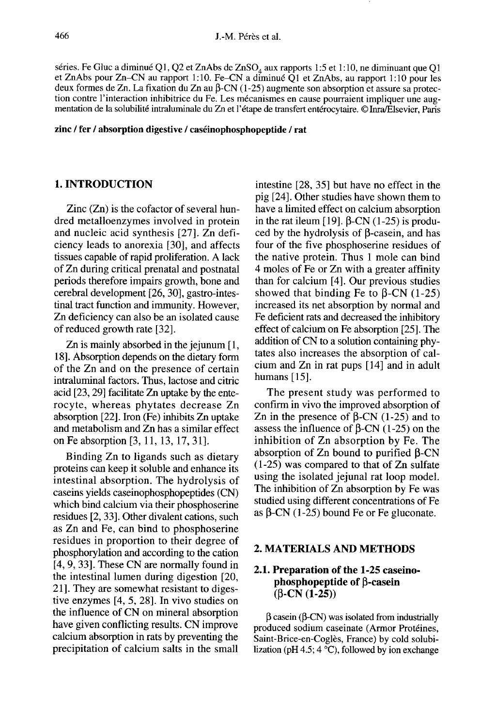séries. Fe Gluc a diminué Q1, Q2 et ZnAbs de $ZnSO_4$ aux rapports 1:5 et 1:10, ne diminuant que Q1 et ZnAbs pour Zn–CN au rapport 1:10. Fe–CN a diminué Q1 et ZnAbs, au rapport 1:10 pour les deux formes de Zn. La fixation du Zn au β-CN (1-25) augmente son absorption et assure sa protection contre l'interaction inhibitrice du Fe. Les mécanismes en cause pourraient impliquer une augmentation de la solubilité intraluminale du Zn et l'étape de transfert entérocytaire. © Inra/Elsevier, Paris

**zinc / fer / absorption digestive / caséinophosphopeptide / rat**

## 1. INTRODUCTION

Zinc (Zn) is the cofactor of several hundred metalloenzymes involved in protein and nucleic acid synthesis [27]. Zn deficiency leads to anorexia [30], and affects tissues capable of rapid proliferation. A lack of Zn during critical prenatal and postnatal periods therefore impairs growth, bone and cerebral development [26, 30], gastro-intestinal tract function and immunity. However, Zn deficiency can also be an isolated cause of reduced growth rate [32].

Zn is mainly absorbed in the jejunum [1, 18]. Absorption depends on the dietary form of the Zn and on the presence of certain intraluminal factors. Thus, lactose and citric acid [23, 29] facilitate Zn uptake by the enterocyte, whereas phytates decrease Zn absorption [22]. Iron (Fe) inhibits Zn uptake and metabolism and Zn has a similar effect on Fe absorption [3, 11, 13, 17, 31].

Binding Zn to ligands such as dietary proteins can keep it soluble and enhance its intestinal absorption. The hydrolysis of caseins yields caseinophosphopeptides (CN) which bind calcium via their phosphoserine residues [2, 33]. Other divalent cations, such as Zn and Fe, can bind to phosphoserine residues in proportion to their degree of phosphorylation and according to the cation [4, 9, 33]. These CN are normally found in the intestinal lumen during digestion [20, 21]. They are somewhat resistant to digestive enzymes [4, 5, 28]. In vivo studies on the influence of CN on mineral absorption have given conflicting results. CN improve calcium absorption in rats by preventing the precipitation of calcium salts in the small intestine [28, 35] but have no effect in the pig [24]. Other studies have shown them to have a limited effect on calcium absorption in the rat ileum [19]. β-CN (1-25) is produced by the hydrolysis of β-casein, and has four of the five phosphoserine residues of the native protein. Thus 1 mole can bind 4 moles of Fe or Zn with a greater affinity than for calcium [4]. Our previous studies showed that binding Fe to β-CN (1-25) increased its net absorption by normal and Fe deficient rats and decreased the inhibitory effect of calcium on Fe absorption [25]. The addition of CN to a solution containing phytates also increases the absorption of calcium and Zn in rat pups [14] and in adult humans [15].

The present study was performed to confirm in vivo the improved absorption of Zn in the presence of β-CN (1-25) and to assess the influence of β-CN (1-25) on the inhibition of Zn absorption by Fe. The absorption of Zn bound to purified β-CN (1-25) was compared to that of Zn sulfate using the isolated jejunal rat loop model. The inhibition of Zn absorption by Fe was studied using different concentrations of Fe as β-CN (1-25) bound Fe or Fe gluconate.

## 2. MATERIALS AND METHODS

### 2.1. Preparation of the 1-25 caseinophosphopeptide of β-casein (β-CN (1-25))

β casein (β-CN) was isolated from industrially produced sodium caseinate (Armor Protéines, Saint-Brice-en-Coglès, France) by cold solubilization (pH 4.5; 4 °C), followed by ion exchange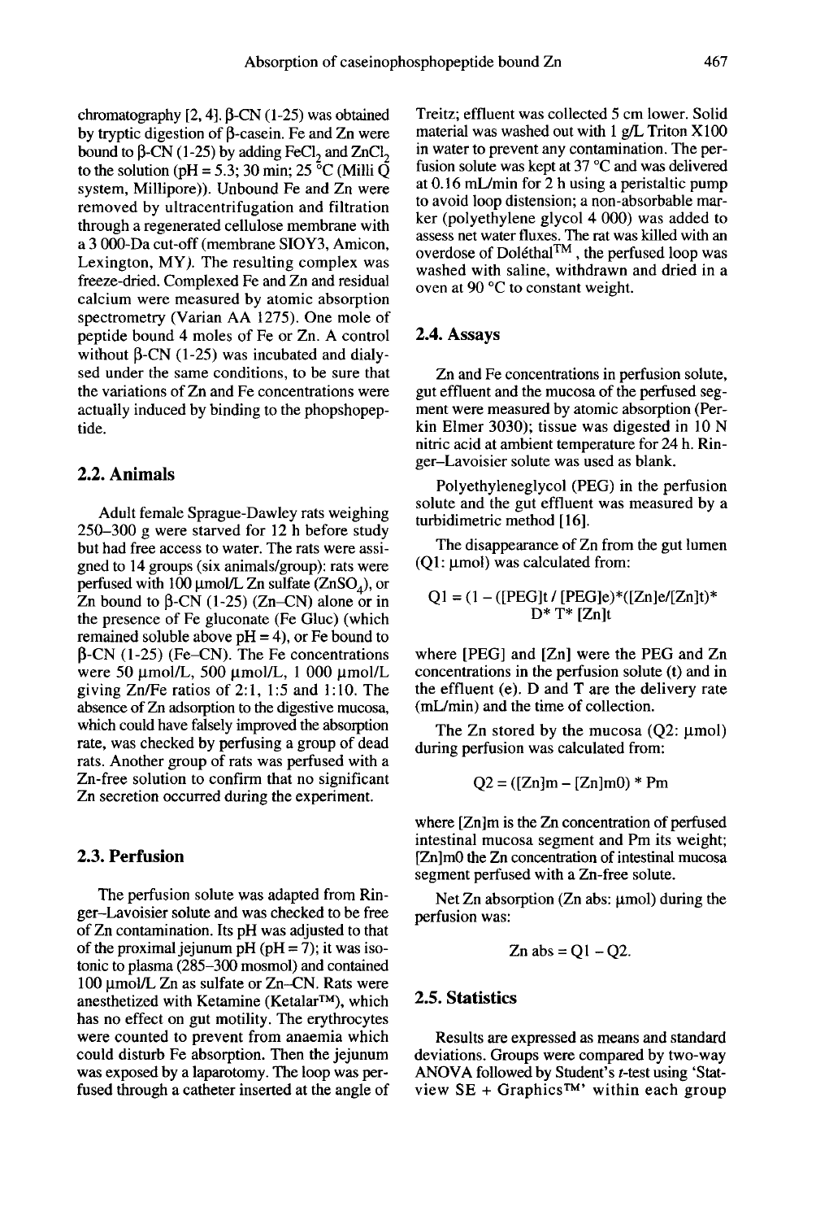chromatography [2, 4]. β-CN (1-25) was obtained by tryptic digestion of β-casein. Fe and Zn were bound to β-CN (1-25) by adding $FeCl_2$ and $ZnCl_2$ to the solution (pH = 5.3; 30 min; 25 °C (Milli Q system, Millipore)). Unbound Fe and Zn were removed by ultracentrifugation and filtration through a regenerated cellulose membrane with a 3 000-Da cut-off (membrane SIOY3, Amicon, Lexington, MY). The resulting complex was freeze-dried. Complexed Fe and Zn and residual calcium were measured by atomic absorption spectrometry (Varian AA 1275). One mole of peptide bound 4 moles of Fe or Zn. A control without β-CN (1-25) was incubated and dialysed under the same conditions, to be sure that the variations of Zn and Fe concentrations were actually induced by binding to the phopshopeptide.

## 2.2. Animals

Adult female Sprague-Dawley rats weighing 250–300 g were starved for 12 h before study but had free access to water. The rats were assigned to 14 groups (six animals/group): rats were perfused with 100 μmol/L Zn sulfate ($ZnSO_4$), or Zn bound to β-CN (1-25) (Zn–CN) alone or in the presence of Fe gluconate (Fe Gluc) (which remained soluble above pH = 4), or Fe bound to β-CN (1-25) (Fe–CN). The Fe concentrations were 50 μmol/L, 500 μmol/L, 1 000 μmol/L giving Zn/Fe ratios of 2:1, 1:5 and 1:10. The absence of Zn adsorption to the digestive mucosa, which could have falsely improved the absorption rate, was checked by perfusing a group of dead rats. Another group of rats was perfused with a Zn-free solution to confirm that no significant Zn secretion occurred during the experiment.

## 2.3. Perfusion

The perfusion solute was adapted from Ringer–Lavoisier solute and was checked to be free of Zn contamination. Its pH was adjusted to that of the proximal jejunum pH (pH = 7); it was isotonic to plasma (285–300 mosmol) and contained 100 μmol/L Zn as sulfate or Zn–CN. Rats were anesthetized with Ketamine (Ketalar™), which has no effect on gut motility. The erythrocytes were counted to prevent from anaemia which could disturb Fe absorption. Then the jejunum was exposed by a laparotomy. The loop was perfused through a catheter inserted at the angle of Treitz; effluent was collected 5 cm lower. Solid material was washed out with 1 g/L Triton X100 in water to prevent any contamination. The perfusion solute was kept at 37 °C and was delivered at 0.16 mL/min for 2 h using a peristaltic pump to avoid loop distension; a non-absorbable marker (polyethylene glycol 4 000) was added to assess net water fluxes. The rat was killed with an overdose of Doléthal™, the perfused loop was washed with saline, withdrawn and dried in a oven at 90 °C to constant weight.

## 2.4. Assays

Zn and Fe concentrations in perfusion solute, gut effluent and the mucosa of the perfused segment were measured by atomic absorption (Perkin Elmer 3030); tissue was digested in 10 N nitric acid at ambient temperature for 24 h. Ringer–Lavoisier solute was used as blank.

Polyethyleneglycol (PEG) in the perfusion solute and the gut effluent was measured by a turbidimetric method [16].

The disappearance of Zn from the gut lumen (Q1: μmol) was calculated from:

$$Q1 = (1 - ([PEG]t / [PEG]e)*([Zn]e/[Zn]t)* D* T* [Zn]t$$

where [PEG] and [Zn] were the PEG and Zn concentrations in the perfusion solute (t) and in the effluent (e). D and T are the delivery rate (mL/min) and the time of collection.

The Zn stored by the mucosa (Q2: μmol) during perfusion was calculated from:

$$Q2 = ([Zn]m - [Zn]m0) * Pm$$

where [Zn]m is the Zn concentration of perfused intestinal mucosa segment and Pm its weight; [Zn]m0 the Zn concentration of intestinal mucosa segment perfused with a Zn-free solute.

Net Zn absorption (Zn abs: μmol) during the perfusion was:

$$Zn\ abs = Q1 - Q2.$$

## 2.5. Statistics

Results are expressed as means and standard deviations. Groups were compared by two-way ANOVA followed by Student's *t*-test using 'Statview SE + Graphics™' within each group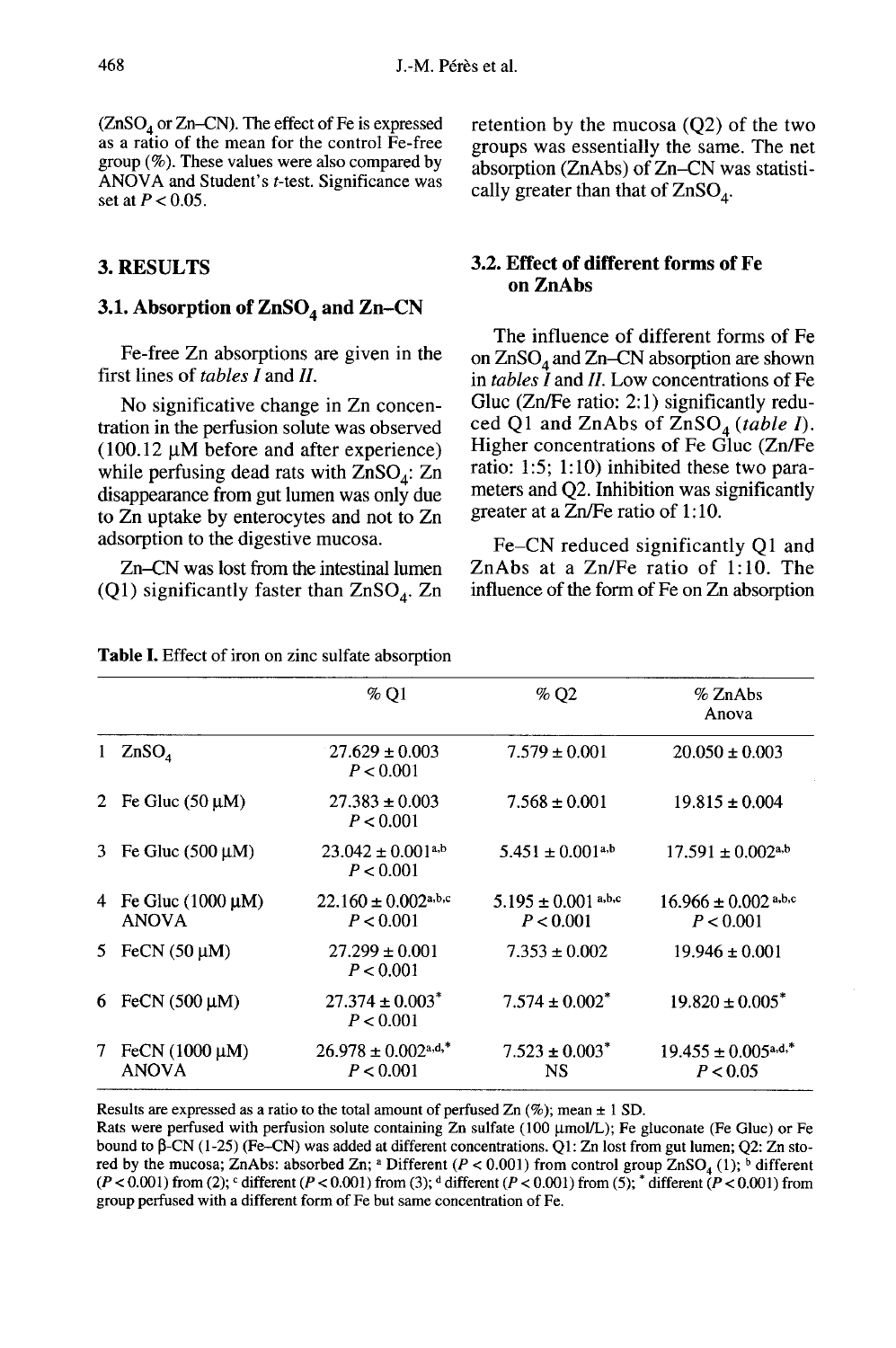($ZnSO_4$ or Zn–CN). The effect of Fe is expressed as a ratio of the mean for the control Fe-free group (%). These values were also compared by ANOVA and Student's *t*-test. Significance was set at $P < 0.05$.

## 3. RESULTS

### 3.1. Absorption of $ZnSO_4$ and Zn–CN

Fe-free Zn absorptions are given in the first lines of *tables I* and *II*.

No significative change in Zn concentration in the perfusion solute was observed (100.12 µM before and after experience) while perfusing dead rats with $ZnSO_4$: Zn disappearance from gut lumen was only due to Zn uptake by enterocytes and not to Zn adsorption to the digestive mucosa.

Zn–CN was lost from the intestinal lumen (Q1) significantly faster than $ZnSO_4$. Zn retention by the mucosa (Q2) of the two groups was essentially the same. The net absorption (ZnAbs) of Zn–CN was statistically greater than that of $ZnSO_4$.

### 3.2. Effect of different forms of Fe on ZnAbs

The influence of different forms of Fe on $ZnSO_4$ and Zn–CN absorption are shown in *tables I* and *II*. Low concentrations of Fe Gluc (Zn/Fe ratio: 2:1) significantly reduced Q1 and ZnAbs of $ZnSO_4$ (*table I*). Higher concentrations of Fe Gluc (Zn/Fe ratio: 1:5; 1:10) inhibited these two parameters and Q2. Inhibition was significantly greater at a Zn/Fe ratio of 1:10.

Fe–CN reduced significantly Q1 and ZnAbs at a Zn/Fe ratio of 1:10. The influence of the form of Fe on Zn absorption

**Table I.** Effect of iron on zinc sulfate absorption

| | | % Q1 | % Q2 | % ZnAbs Anova |
|---|---|---|---|---|
| 1 | $ZnSO_4$ | 27.629 ± 0.003 $P < 0.001$ | 7.579 ± 0.001 | 20.050 ± 0.003 |
| 2 | Fe Gluc (50 µM) | 27.383 ± 0.003 $P < 0.001$ | 7.568 ± 0.001 | 19.815 ± 0.004 |
| 3 | Fe Gluc (500 µM) | 23.042 ± 0.001[a,b] $P < 0.001$ | 5.451 ± 0.001[a,b] | 17.591 ± 0.002[a,b] |
| 4 | Fe Gluc (1000 µM) ANOVA | 22.160 ± 0.002[a,b,c] $P < 0.001$ | 5.195 ± 0.001[a,b,c] $P < 0.001$ | 16.966 ± 0.002[a,b,c] $P < 0.001$ |
| 5 | FeCN (50 µM) | 27.299 ± 0.001 $P < 0.001$ | 7.353 ± 0.002 | 19.946 ± 0.001 |
| 6 | FeCN (500 µM) | 27.374 ± 0.003* $P < 0.001$ | 7.574 ± 0.002* | 19.820 ± 0.005* |
| 7 | FeCN (1000 µM) ANOVA | 26.978 ± 0.002[a,d,*] $P < 0.001$ | 7.523 ± 0.003* NS | 19.455 ± 0.005[a,d,*] $P < 0.05$ |

Results are expressed as a ratio to the total amount of perfused Zn (%); mean ± 1 SD.
Rats were perfused with perfusion solute containing Zn sulfate (100 µmol/L); Fe gluconate (Fe Gluc) or Fe bound to β-CN (1-25) (Fe–CN) was added at different concentrations. Q1: Zn lost from gut lumen; Q2: Zn stored by the mucosa; ZnAbs: absorbed Zn; [a] Different ($P < 0.001$) from control group $ZnSO_4$ (1); [b] different ($P < 0.001$) from (2); [c] different ($P < 0.001$) from (3); [d] different ($P < 0.001$) from (5); * different ($P < 0.001$) from group perfused with a different form of Fe but same concentration of Fe.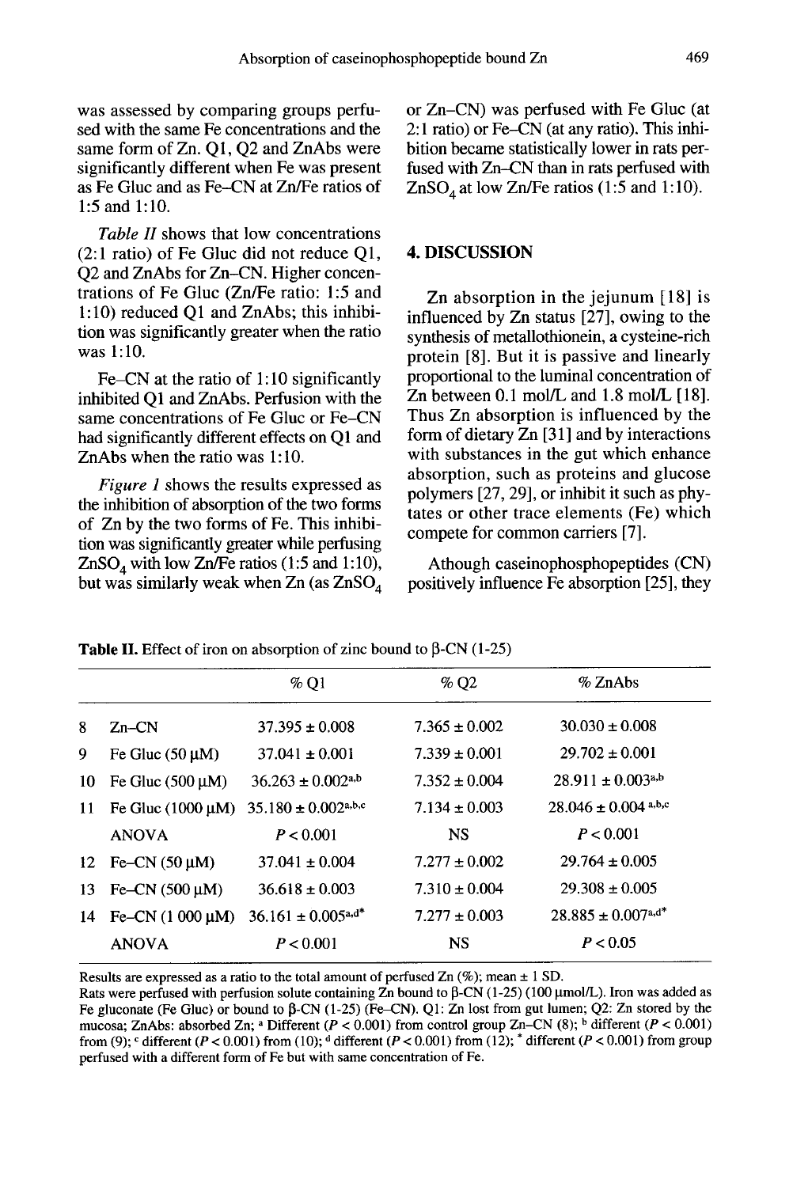was assessed by comparing groups perfused with the same Fe concentrations and the same form of Zn. Q1, Q2 and ZnAbs were significantly different when Fe was present as Fe Gluc and as Fe–CN at Zn/Fe ratios of 1:5 and 1:10.

*Table II* shows that low concentrations (2:1 ratio) of Fe Gluc did not reduce Q1, Q2 and ZnAbs for Zn–CN. Higher concentrations of Fe Gluc (Zn/Fe ratio: 1:5 and 1:10) reduced Q1 and ZnAbs; this inhibition was significantly greater when the ratio was 1:10.

Fe–CN at the ratio of 1:10 significantly inhibited Q1 and ZnAbs. Perfusion with the same concentrations of Fe Gluc or Fe–CN had significantly different effects on Q1 and ZnAbs when the ratio was 1:10.

*Figure 1* shows the results expressed as the inhibition of absorption of the two forms of Zn by the two forms of Fe. This inhibition was significantly greater while perfusing $ZnSO_4$ with low Zn/Fe ratios (1:5 and 1:10), but was similarly weak when Zn (as $ZnSO_4$ or Zn–CN) was perfused with Fe Gluc (at 2:1 ratio) or Fe–CN (at any ratio). This inhibition became statistically lower in rats perfused with Zn–CN than in rats perfused with $ZnSO_4$ at low Zn/Fe ratios (1:5 and 1:10).

## 4. DISCUSSION

Zn absorption in the jejunum [18] is influenced by Zn status [27], owing to the synthesis of metallothionein, a cysteine-rich protein [8]. But it is passive and linearly proportional to the luminal concentration of Zn between 0.1 mol/L and 1.8 mol/L [18]. Thus Zn absorption is influenced by the form of dietary Zn [31] and by interactions with substances in the gut which enhance absorption, such as proteins and glucose polymers [27, 29], or inhibit it such as phytates or other trace elements (Fe) which compete for common carriers [7].

Athough caseinophosphopeptides (CN) positively influence Fe absorption [25], they

**Table II.** Effect of iron on absorption of zinc bound to β-CN (1-25)

| | | % Q1 | % Q2 | % ZnAbs |
|---|---|---|---|---|
| 8 | Zn–CN | 37.395 ± 0.008 | 7.365 ± 0.002 | 30.030 ± 0.008 |
| 9 | Fe Gluc (50 μM) | 37.041 ± 0.001 | 7.339 ± 0.001 | 29.702 ± 0.001 |
| 10 | Fe Gluc (500 μM) | 36.263 ± 0.002[a,b] | 7.352 ± 0.004 | 28.911 ± 0.003[a,b] |
| 11 | Fe Gluc (1000 μM) | 35.180 ± 0.002[a,b,c] | 7.134 ± 0.003 | 28.046 ± 0.004 [a,b,c] |
| | ANOVA | $P < 0.001$ | NS | $P < 0.001$ |
| 12 | Fe–CN (50 μM) | 37.041 ± 0.004 | 7.277 ± 0.002 | 29.764 ± 0.005 |
| 13 | Fe–CN (500 μM) | 36.618 ± 0.003 | 7.310 ± 0.004 | 29.308 ± 0.005 |
| 14 | Fe–CN (1 000 μM) | 36.161 ± 0.005[a,d*] | 7.277 ± 0.003 | 28.885 ± 0.007[a,d*] |
| | ANOVA | $P < 0.001$ | NS | $P < 0.05$ |

Results are expressed as a ratio to the total amount of perfused Zn (%); mean ± 1 SD.
Rats were perfused with perfusion solute containing Zn bound to β-CN (1-25) (100 μmol/L). Iron was added as Fe gluconate (Fe Gluc) or bound to β-CN (1-25) (Fe–CN). Q1: Zn lost from gut lumen; Q2: Zn stored by the mucosa; ZnAbs: absorbed Zn; [a] Different ($P < 0.001$) from control group Zn–CN (8); [b] different ($P < 0.001$) from (9); [c] different ($P < 0.001$) from (10); [d] different ($P < 0.001$) from (12); [*] different ($P < 0.001$) from group perfused with a different form of Fe but with same concentration of Fe.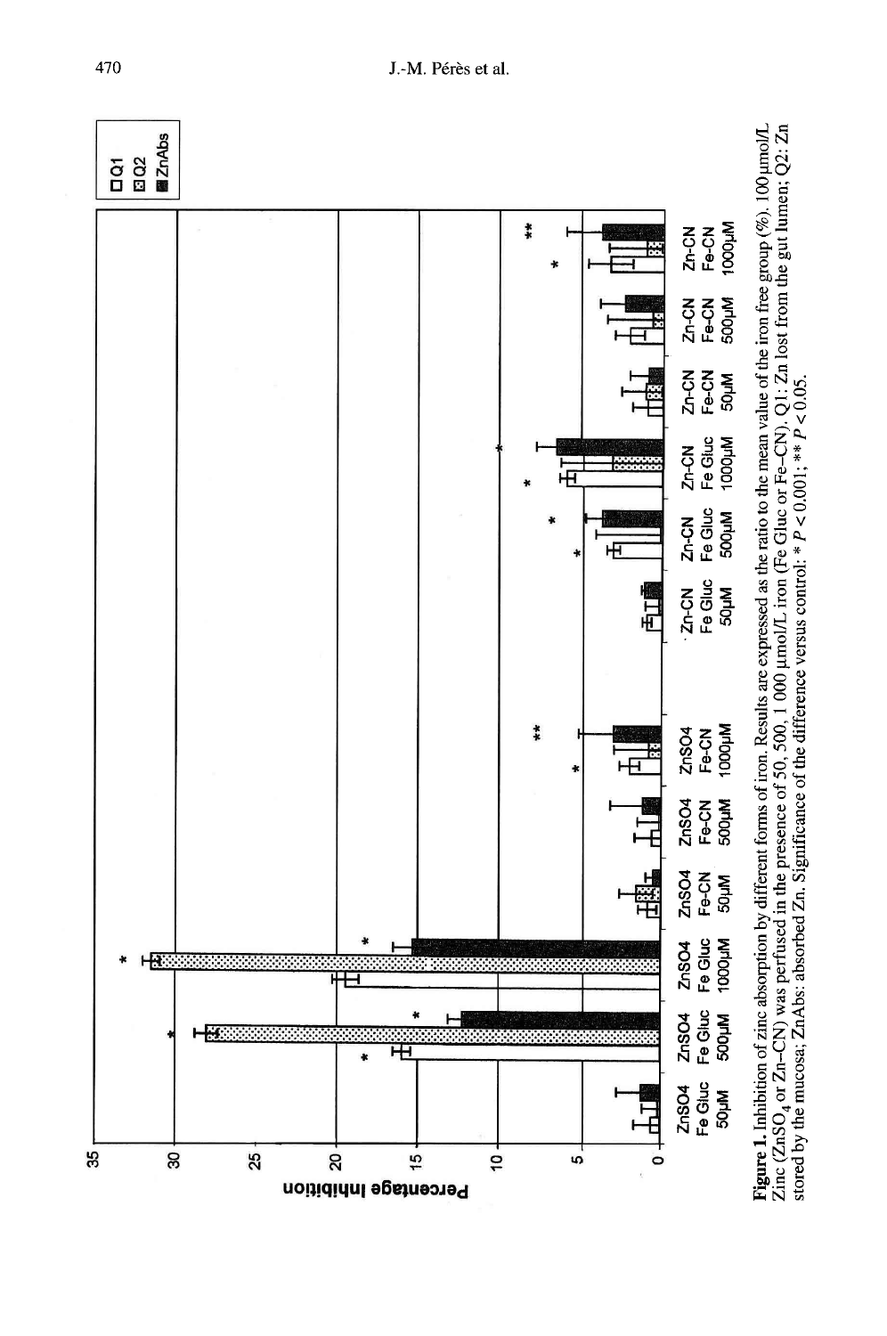**Figure 1.** Inhibition of zinc absorption by different forms of iron. Results are expressed as the ratio to the mean value of the iron free group (%). 100 µmol/L Zinc ($ZnSO_4$ or Zn–CN) was perfused in the presence of 50, 500, 1 000 µmol/L iron (Fe Gluc or Fe–CN). Q1: Zn lost from the gut lumen; Q2: Zn stored by the mucosa; ZnAbs: absorbed Zn. Significance of the difference versus control: * $P < 0.001$; ** $P < 0.05$.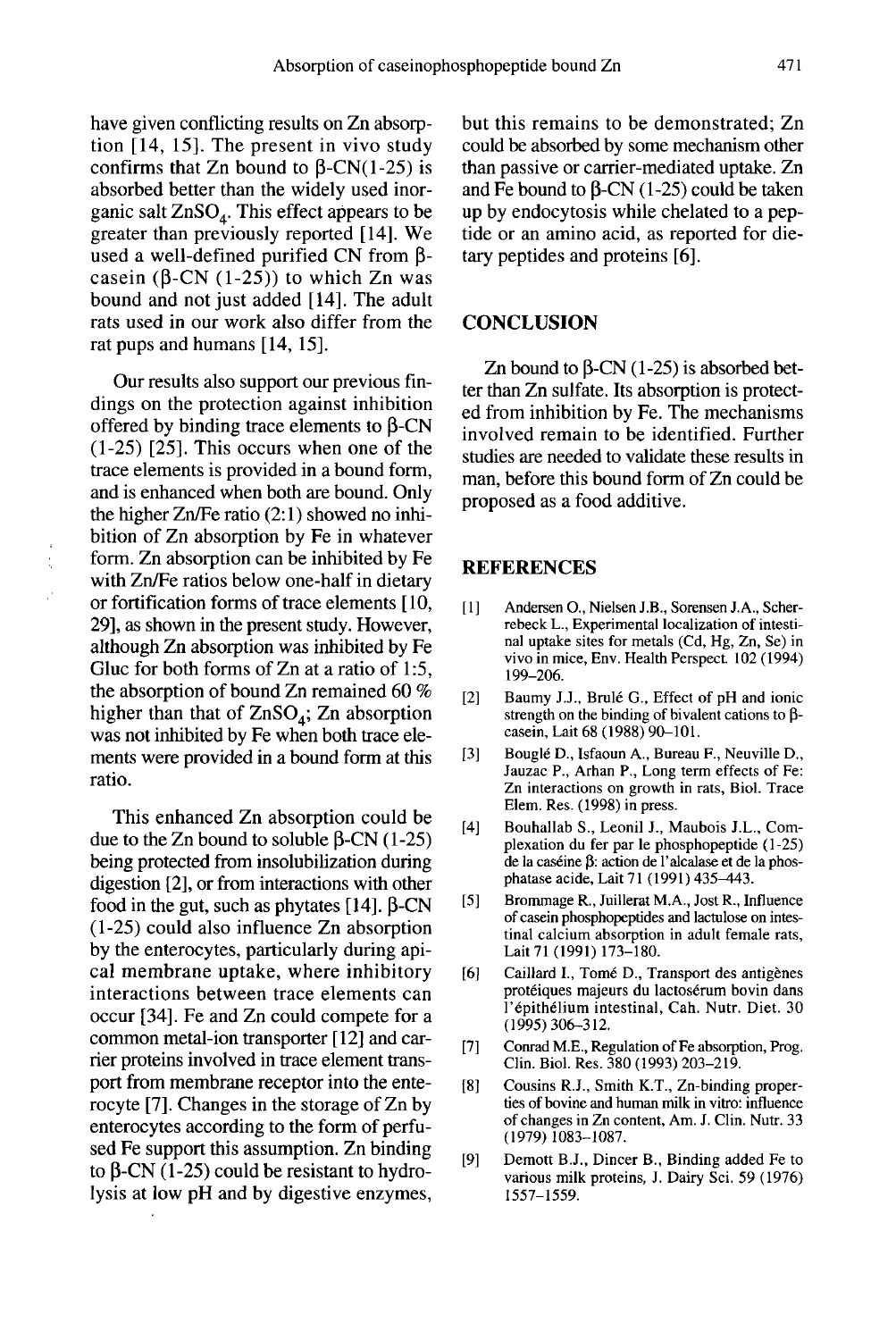have given conflicting results on Zn absorption [14, 15]. The present in vivo study confirms that Zn bound to β-CN(1-25) is absorbed better than the widely used inorganic salt $ZnSO_4$. This effect appears to be greater than previously reported [14]. We used a well-defined purified CN from β-casein (β-CN (1-25)) to which Zn was bound and not just added [14]. The adult rats used in our work also differ from the rat pups and humans [14, 15].

Our results also support our previous findings on the protection against inhibition offered by binding trace elements to β-CN (1-25) [25]. This occurs when one of the trace elements is provided in a bound form, and is enhanced when both are bound. Only the higher Zn/Fe ratio (2:1) showed no inhibition of Zn absorption by Fe in whatever form. Zn absorption can be inhibited by Fe with Zn/Fe ratios below one-half in dietary or fortification forms of trace elements [10, 29], as shown in the present study. However, although Zn absorption was inhibited by Fe Gluc for both forms of Zn at a ratio of 1:5, the absorption of bound Zn remained 60 % higher than that of $ZnSO_4$; Zn absorption was not inhibited by Fe when both trace elements were provided in a bound form at this ratio.

This enhanced Zn absorption could be due to the Zn bound to soluble β-CN (1-25) being protected from insolubilization during digestion [2], or from interactions with other food in the gut, such as phytates [14]. β-CN (1-25) could also influence Zn absorption by the enterocytes, particularly during apical membrane uptake, where inhibitory interactions between trace elements can occur [34]. Fe and Zn could compete for a common metal-ion transporter [12] and carrier proteins involved in trace element transport from membrane receptor into the enterocyte [7]. Changes in the storage of Zn by enterocytes according to the form of perfused Fe support this assumption. Zn binding to β-CN (1-25) could be resistant to hydrolysis at low pH and by digestive enzymes, but this remains to be demonstrated; Zn could be absorbed by some mechanism other than passive or carrier-mediated uptake. Zn and Fe bound to β-CN (1-25) could be taken up by endocytosis while chelated to a peptide or an amino acid, as reported for dietary peptides and proteins [6].

## CONCLUSION

Zn bound to β-CN (1-25) is absorbed better than Zn sulfate. Its absorption is protected from inhibition by Fe. The mechanisms involved remain to be identified. Further studies are needed to validate these results in man, before this bound form of Zn could be proposed as a food additive.

## REFERENCES

[1] Andersen O., Nielsen J.B., Sorensen J.A., Scherrebeck L., Experimental localization of intestinal uptake sites for metals (Cd, Hg, Zn, Se) in vivo in mice, Env. Health Perspect. 102 (1994) 199–206.

[2] Baumy J.J., Brulé G., Effect of pH and ionic strength on the binding of bivalent cations to β-casein, Lait 68 (1988) 90–101.

[3] Bouglé D., Isfaoun A., Bureau F., Neuville D., Jauzac P., Arhan P., Long term effects of Fe: Zn interactions on growth in rats, Biol. Trace Elem. Res. (1998) in press.

[4] Bouhallab S., Leonil J., Maubois J.L., Complexation du fer par le phosphopeptide (1-25) de la caséine β: action de l'alcalase et de la phosphatase acide, Lait 71 (1991) 435–443.

[5] Brommage R., Juillerat M.A., Jost R., Influence of casein phosphopeptides and lactulose on intestinal calcium absorption in adult female rats, Lait 71 (1991) 173–180.

[6] Caillard I., Tomé D., Transport des antigènes protéiques majeurs du lactosérum bovin dans l'épithélium intestinal, Cah. Nutr. Diet. 30 (1995) 306–312.

[7] Conrad M.E., Regulation of Fe absorption, Prog. Clin. Biol. Res. 380 (1993) 203–219.

[8] Cousins R.J., Smith K.T., Zn-binding properties of bovine and human milk in vitro: influence of changes in Zn content, Am. J. Clin. Nutr. 33 (1979) 1083–1087.

[9] Demott B.J., Dincer B., Binding added Fe to various milk proteins, J. Dairy Sci. 59 (1976) 1557–1559.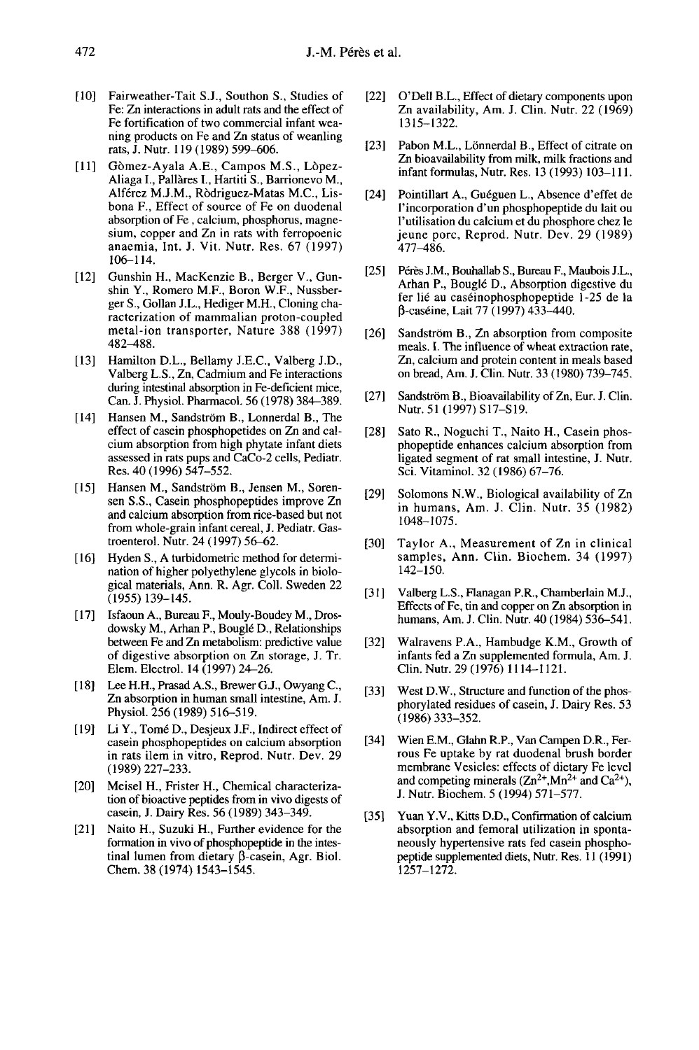[10] Fairweather-Tait S.J., Southon S., Studies of Fe: Zn interactions in adult rats and the effect of Fe fortification of two commercial infant weaning products on Fe and Zn status of weanling rats, J. Nutr. 119 (1989) 599–606.

[11] Gòmez-Ayala A.E., Campos M.S., Lòpez-Aliaga I., Pallàres I., Hartiti S., Barrionevo M., Alférez M.J.M., Ròdriguez-Matas M.C., Lisbona F., Effect of source of Fe on duodenal absorption of Fe, calcium, phosphorus, magnesium, copper and Zn in rats with ferropoenic anaemia, Int. J. Vit. Nutr. Res. 67 (1997) 106–114.

[12] Gunshin H., MacKenzie B., Berger V., Gunshin Y., Romero M.F., Boron W.F., Nussberger S., Gollan J.L., Hediger M.H., Cloning characterization of mammalian proton-coupled metal-ion transporter, Nature 388 (1997) 482–488.

[13] Hamilton D.L., Bellamy J.E.C., Valberg J.D., Valberg L.S., Zn, Cadmium and Fe interactions during intestinal absorption in Fe-deficient mice, Can. J. Physiol. Pharmacol. 56 (1978) 384–389.

[14] Hansen M., Sandström B., Lonnerdal B., The effect of casein phosphopetides on Zn and calcium absorption from high phytate infant diets assessed in rats pups and CaCo-2 cells, Pediatr. Res. 40 (1996) 547–552.

[15] Hansen M., Sandström B., Jensen M., Sorensen S.S., Casein phosphopeptides improve Zn and calcium absorption from rice-based but not from whole-grain infant cereal, J. Pediatr. Gastroenterol. Nutr. 24 (1997) 56–62.

[16] Hyden S., A turbidometric method for determination of higher polyethylene glycols in biological materials, Ann. R. Agr. Coll. Sweden 22 (1955) 139–145.

[17] Isfaoun A., Bureau F., Mouly-Boudey M., Drosdowsky M., Arhan P., Bouglé D., Relationships between Fe and Zn metabolism: predictive value of digestive absorption on Zn storage, J. Tr. Elem. Electrol. 14 (1997) 24–26.

[18] Lee H.H., Prasad A.S., Brewer G.J., Owyang C., Zn absorption in human small intestine, Am. J. Physiol. 256 (1989) 516–519.

[19] Li Y., Tomé D., Desjeux J.F., Indirect effect of casein phosphopeptides on calcium absorption in rats ilem in vitro, Reprod. Nutr. Dev. 29 (1989) 227–233.

[20] Meisel H., Frister H., Chemical characterization of bioactive peptides from in vivo digests of casein, J. Dairy Res. 56 (1989) 343–349.

[21] Naito H., Suzuki H., Further evidence for the formation in vivo of phosphopeptide in the intestinal lumen from dietary β-casein, Agr. Biol. Chem. 38 (1974) 1543–1545.

[22] O'Dell B.L., Effect of dietary components upon Zn availability, Am. J. Clin. Nutr. 22 (1969) 1315–1322.

[23] Pabon M.L., Lönnerdal B., Effect of citrate on Zn bioavailability from milk, milk fractions and infant formulas, Nutr. Res. 13 (1993) 103–111.

[24] Pointillart A., Guéguen L., Absence d'effet de l'incorporation d'un phosphopeptide du lait ou l'utilisation du calcium et du phosphore chez le jeune porc, Reprod. Nutr. Dev. 29 (1989) 477–486.

[25] Pérès J.M., Bouhallab S., Bureau F., Maubois J.L., Arhan P., Bouglé D., Absorption digestive du fer lié au caséinophosphopeptide 1-25 de la β-caséine, Lait 77 (1997) 433–440.

[26] Sandström B., Zn absorption from composite meals. I. The influence of wheat extraction rate, Zn, calcium and protein content in meals based on bread, Am. J. Clin. Nutr. 33 (1980) 739–745.

[27] Sandström B., Bioavailability of Zn, Eur. J. Clin. Nutr. 51 (1997) S17–S19.

[28] Sato R., Noguchi T., Naito H., Casein phosphopeptide enhances calcium absorption from ligated segment of rat small intestine, J. Nutr. Sci. Vitaminol. 32 (1986) 67–76.

[29] Solomons N.W., Biological availability of Zn in humans, Am. J. Clin. Nutr. 35 (1982) 1048–1075.

[30] Taylor A., Measurement of Zn in clinical samples, Ann. Clin. Biochem. 34 (1997) 142–150.

[31] Valberg L.S., Flanagan P.R., Chamberlain M.J., Effects of Fe, tin and copper on Zn absorption in humans, Am. J. Clin. Nutr. 40 (1984) 536–541.

[32] Walravens P.A., Hambudge K.M., Growth of infants fed a Zn supplemented formula, Am. J. Clin. Nutr. 29 (1976) 1114–1121.

[33] West D.W., Structure and function of the phosphorylated residues of casein, J. Dairy Res. 53 (1986) 333–352.

[34] Wien E.M., Glahn R.P., Van Campen D.R., Ferrous Fe uptake by rat duodenal brush border membrane Vesicles: effects of dietary Fe level and competing minerals ($Zn^{2+}$, $Mn^{2+}$ and $Ca^{2+}$), J. Nutr. Biochem. 5 (1994) 571–577.

[35] Yuan Y.V., Kitts D.D., Confirmation of calcium absorption and femoral utilization in spontaneously hypertensive rats fed casein phosphopeptide supplemented diets, Nutr. Res. 11 (1991) 1257–1272.